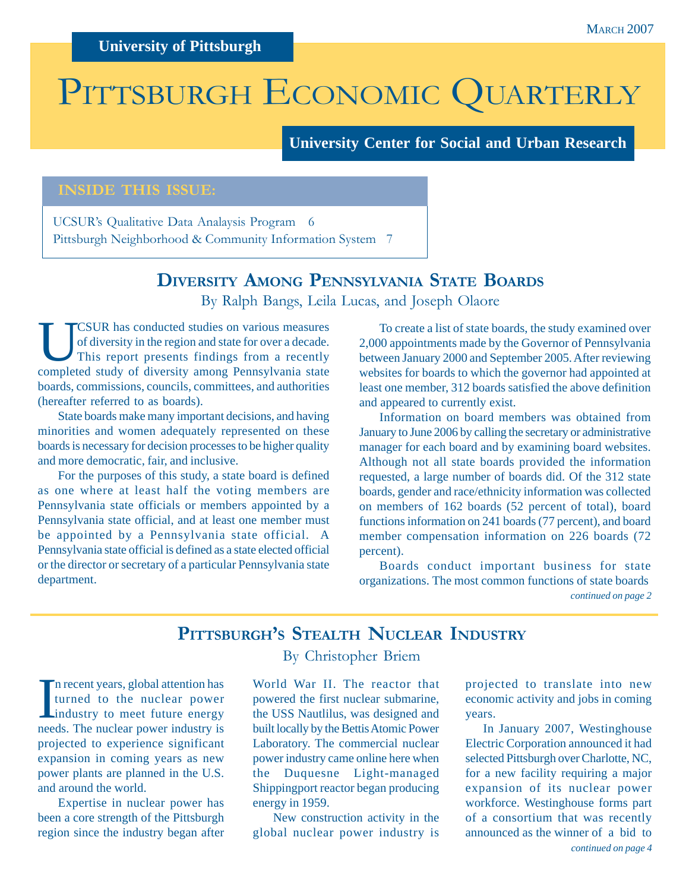University of Pittsburgh

March 2007

# Pittsburgh Economic Quarterly

University Center for Social and Urban Research

**INSIDE THIS ISSUE:**

UCSUR's Qualitative Data Analaysis Program 6
Pittsburgh Neighborhood & Community Information System 7

## Diversity Among Pennsylvania State Boards

By Ralph Bangs, Leila Lucas, and Joseph Olaore

UCSUR has conducted studies on various measures of diversity in the region and state for over a decade. This report presents findings from a recently completed study of diversity among Pennsylvania state boards, commissions, councils, committees, and authorities (hereafter referred to as boards).

State boards make many important decisions, and having minorities and women adequately represented on these boards is necessary for decision processes to be higher quality and more democratic, fair, and inclusive.

For the purposes of this study, a state board is defined as one where at least half the voting members are Pennsylvania state officials or members appointed by a Pennsylvania state official, and at least one member must be appointed by a Pennsylvania state official. A Pennsylvania state official is defined as a state elected official or the director or secretary of a particular Pennsylvania state department.

To create a list of state boards, the study examined over 2,000 appointments made by the Governor of Pennsylvania between January 2000 and September 2005. After reviewing websites for boards to which the governor had appointed at least one member, 312 boards satisfied the above definition and appeared to currently exist.

Information on board members was obtained from January to June 2006 by calling the secretary or administrative manager for each board and by examining board websites. Although not all state boards provided the information requested, a large number of boards did. Of the 312 state boards, gender and race/ethnicity information was collected on members of 162 boards (52 percent of total), board functions information on 241 boards (77 percent), and board member compensation information on 226 boards (72 percent).

Boards conduct important business for state organizations. The most common functions of state boards

*continued on page 2*

## Pittsburgh's Stealth Nuclear Industry

By Christopher Briem

In recent years, global attention has turned to the nuclear power industry to meet future energy needs. The nuclear power industry is projected to experience significant expansion in coming years as new power plants are planned in the U.S. and around the world.

Expertise in nuclear power has been a core strength of the Pittsburgh region since the industry began after World War II. The reactor that powered the first nuclear submarine, the USS Nautlilus, was designed and built locally by the Bettis Atomic Power Laboratory. The commercial nuclear power industry came online here when the Duquesne Light-managed Shippingport reactor began producing energy in 1959.

New construction activity in the global nuclear power industry is projected to translate into new economic activity and jobs in coming years.

In January 2007, Westinghouse Electric Corporation announced it had selected Pittsburgh over Charlotte, NC, for a new facility requiring a major expansion of its nuclear power workforce. Westinghouse forms part of a consortium that was recently announced as the winner of a bid to

*continued on page 4*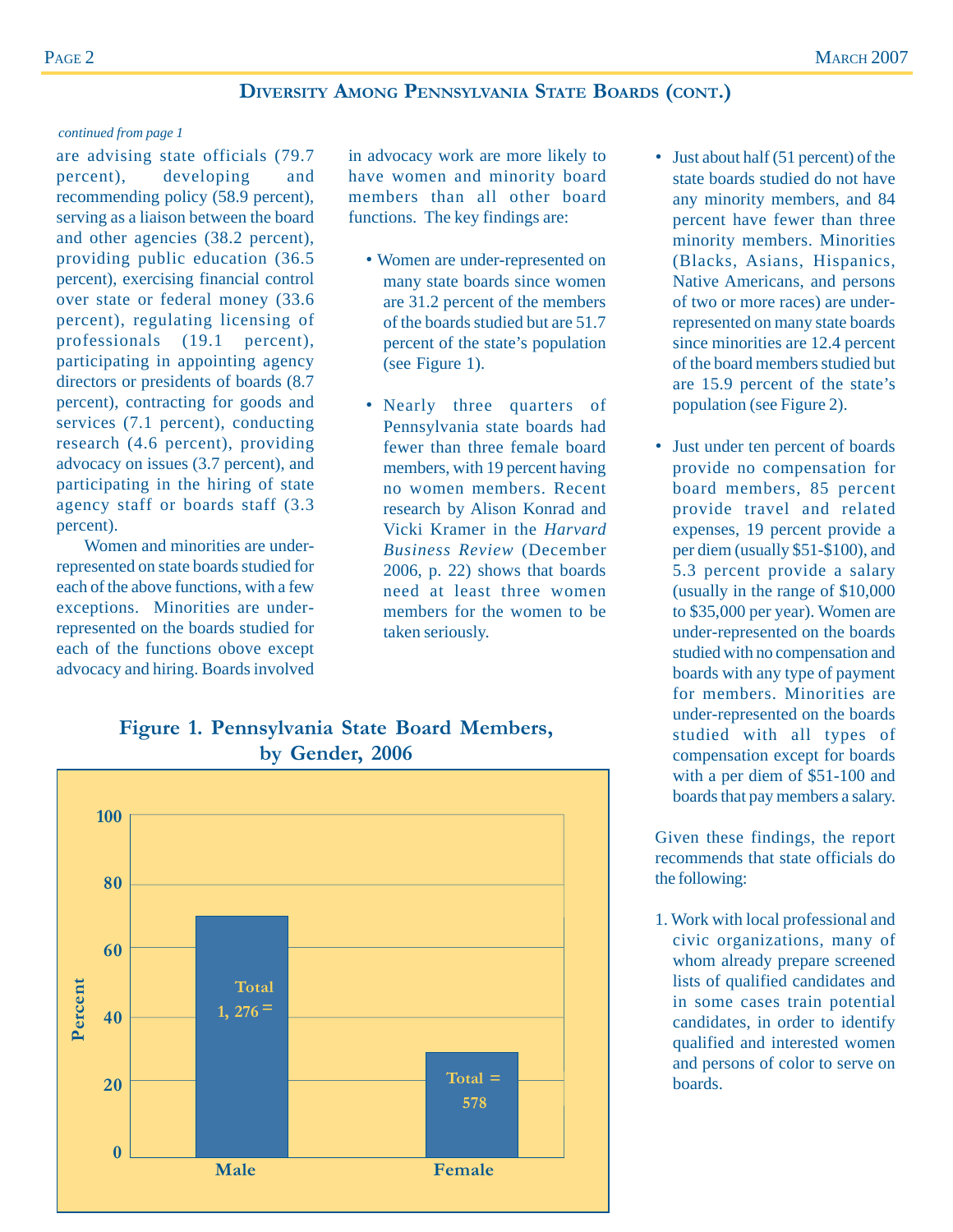## Diversity Among Pennsylvania State Boards (cont.)

*continued from page 1*

are advising state officials (79.7 percent), developing and recommending policy (58.9 percent), serving as a liaison between the board and other agencies (38.2 percent), providing public education (36.5 percent), exercising financial control over state or federal money (33.6 percent), regulating licensing of professionals (19.1 percent), participating in appointing agency directors or presidents of boards (8.7 percent), contracting for goods and services (7.1 percent), conducting research (4.6 percent), providing advocacy on issues (3.7 percent), and participating in the hiring of state agency staff or boards staff (3.3 percent).

Women and minorities are under-represented on state boards studied for each of the above functions, with a few exceptions. Minorities are under-represented on the boards studied for each of the functions above except advocacy and hiring. Boards involved in advocacy work are more likely to have women and minority board members than all other board functions. The key findings are:

- Women are under-represented on many state boards since women are 31.2 percent of the members of the boards studied but are 51.7 percent of the state's population (see Figure 1).
- Nearly three quarters of Pennsylvania state boards had fewer than three female board members, with 19 percent having no women members. Recent research by Alison Konrad and Vicki Kramer in the *Harvard Business Review* (December 2006, p. 22) shows that boards need at least three women members for the women to be taken seriously.
- Just about half (51 percent) of the state boards studied do not have any minority members, and 84 percent have fewer than three minority members. Minorities (Blacks, Asians, Hispanics, Native Americans, and persons of two or more races) are under-represented on many state boards since minorities are 12.4 percent of the board members studied but are 15.9 percent of the state's population (see Figure 2).
- Just under ten percent of boards provide no compensation for board members, 85 percent provide travel and related expenses, 19 percent provide a per diem (usually $51-$100), and 5.3 percent provide a salary (usually in the range of $10,000 to $35,000 per year). Women are under-represented on the boards studied with no compensation and boards with any type of payment for members. Minorities are under-represented on the boards studied with all types of compensation except for boards with a per diem of $51-100 and boards that pay members a salary.

Given these findings, the report recommends that state officials do the following:

1. Work with local professional and civic organizations, many of whom already prepare screened lists of qualified candidates and in some cases train potential candidates, in order to identify qualified and interested women and persons of color to serve on boards.

**Figure 1. Pennsylvania State Board Members, by Gender, 2006**

| | Male | Female |
|---|---|---|
| Total | 1,276 | 578 |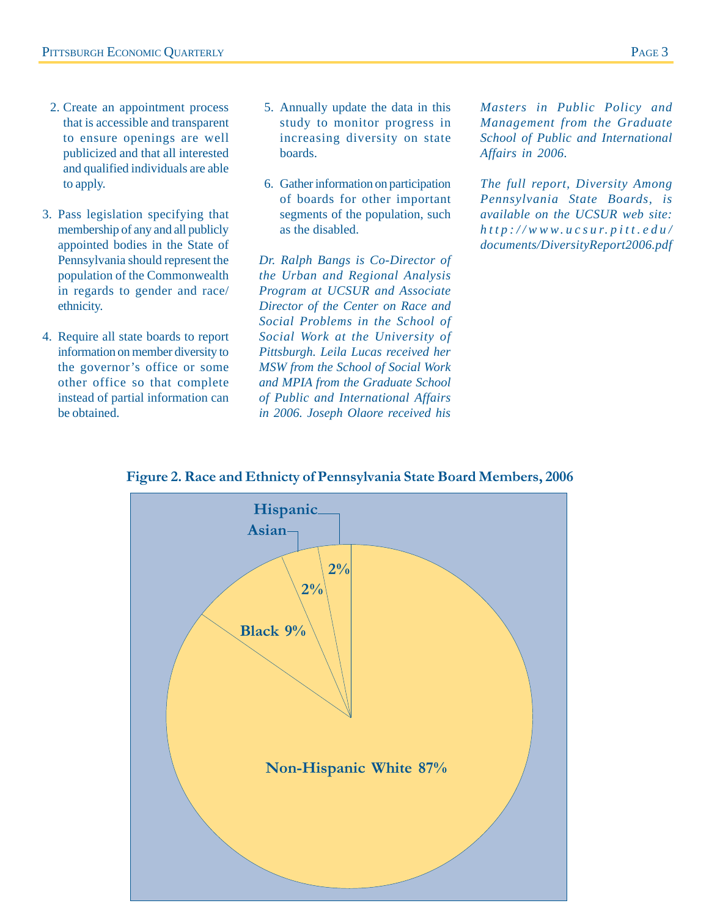2. Create an appointment process that is accessible and transparent to ensure openings are well publicized and that all interested and qualified individuals are able to apply.

3. Pass legislation specifying that membership of any and all publicly appointed bodies in the State of Pennsylvania should represent the population of the Commonwealth in regards to gender and race/ ethnicity.

4. Require all state boards to report information on member diversity to the governor's office or some other office so that complete instead of partial information can be obtained.

5. Annually update the data in this study to monitor progress in increasing diversity on state boards.

6. Gather information on participation of boards for other important segments of the population, such as the disabled.

*Dr. Ralph Bangs is Co-Director of the Urban and Regional Analysis Program at UCSUR and Associate Director of the Center on Race and Social Problems in the School of Social Work at the University of Pittsburgh. Leila Lucas received her MSW from the School of Social Work and MPIA from the Graduate School of Public and International Affairs in 2006. Joseph Olaore received his Masters in Public Policy and Management from the Graduate School of Public and International Affairs in 2006.*

*The full report, Diversity Among Pennsylvania State Boards, is available on the UCSUR web site: http://www.ucsur.pitt.edu/documents/DiversityReport2006.pdf*

**Figure 2. Race and Ethnicity of Pennsylvania State Board Members, 2006**

| Race/Ethnicity | Percent |
|---|---|
| Non-Hispanic White | 87% |
| Black | 9% |
| Asian | 2% |
| Hispanic | 2% |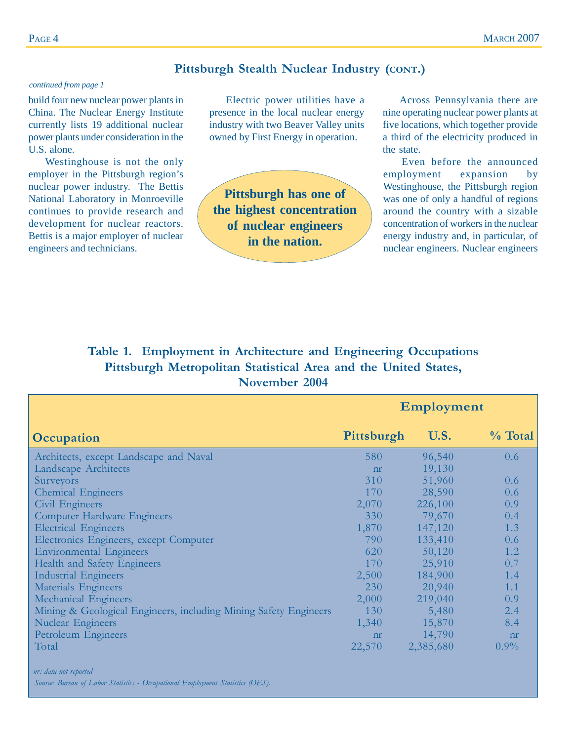## Pittsburgh Stealth Nuclear Industry (cont.)

*continued from page 1*

build four new nuclear power plants in China. The Nuclear Energy Institute currently lists 19 additional nuclear power plants under consideration in the U.S. alone.

Westinghouse is not the only employer in the Pittsburgh region's nuclear power industry. The Bettis National Laboratory in Monroeville continues to provide research and development for nuclear reactors. Bettis is a major employer of nuclear engineers and technicians.

Electric power utilities have a presence in the local nuclear energy industry with two Beaver Valley units owned by First Energy in operation.

**Pittsburgh has one of the highest concentration of nuclear engineers in the nation.**

Across Pennsylvania there are nine operating nuclear power plants at five locations, which together provide a third of the electricity produced in the state.

Even before the announced employment expansion by Westinghouse, the Pittsburgh region was one of only a handful of regions around the country with a sizable concentration of workers in the nuclear energy industry and, in particular, of nuclear engineers. Nuclear engineers

### Table 1. Employment in Architecture and Engineering Occupations Pittsburgh Metropolitan Statistical Area and the United States, November 2004

| Occupation | Employment | | |
|---|---|---|---|
| | Pittsburgh | U.S. | % Total |
| Architects, except Landscape and Naval | 580 | 96,540 | 0.6 |
| Landscape Architects | nr | 19,130 | |
| Surveyors | 310 | 51,960 | 0.6 |
| Chemical Engineers | 170 | 28,590 | 0.6 |
| Civil Engineers | 2,070 | 226,100 | 0.9 |
| Computer Hardware Engineers | 330 | 79,670 | 0.4 |
| Electrical Engineers | 1,870 | 147,120 | 1.3 |
| Electronics Engineers, except Computer | 790 | 133,410 | 0.6 |
| Environmental Engineers | 620 | 50,120 | 1.2 |
| Health and Safety Engineers | 170 | 25,910 | 0.7 |
| Industrial Engineers | 2,500 | 184,900 | 1.4 |
| Materials Engineers | 230 | 20,940 | 1.1 |
| Mechanical Engineers | 2,000 | 219,040 | 0.9 |
| Mining & Geological Engineers, including Mining Safety Engineers | 130 | 5,480 | 2.4 |
| Nuclear Engineers | 1,340 | 15,870 | 8.4 |
| Petroleum Engineers | nr | 14,790 | nr |
| Total | 22,570 | 2,385,680 | 0.9% |

*nr: data not reported*

*Source: Bureau of Labor Statistics - Occupational Employment Statistics (OES).*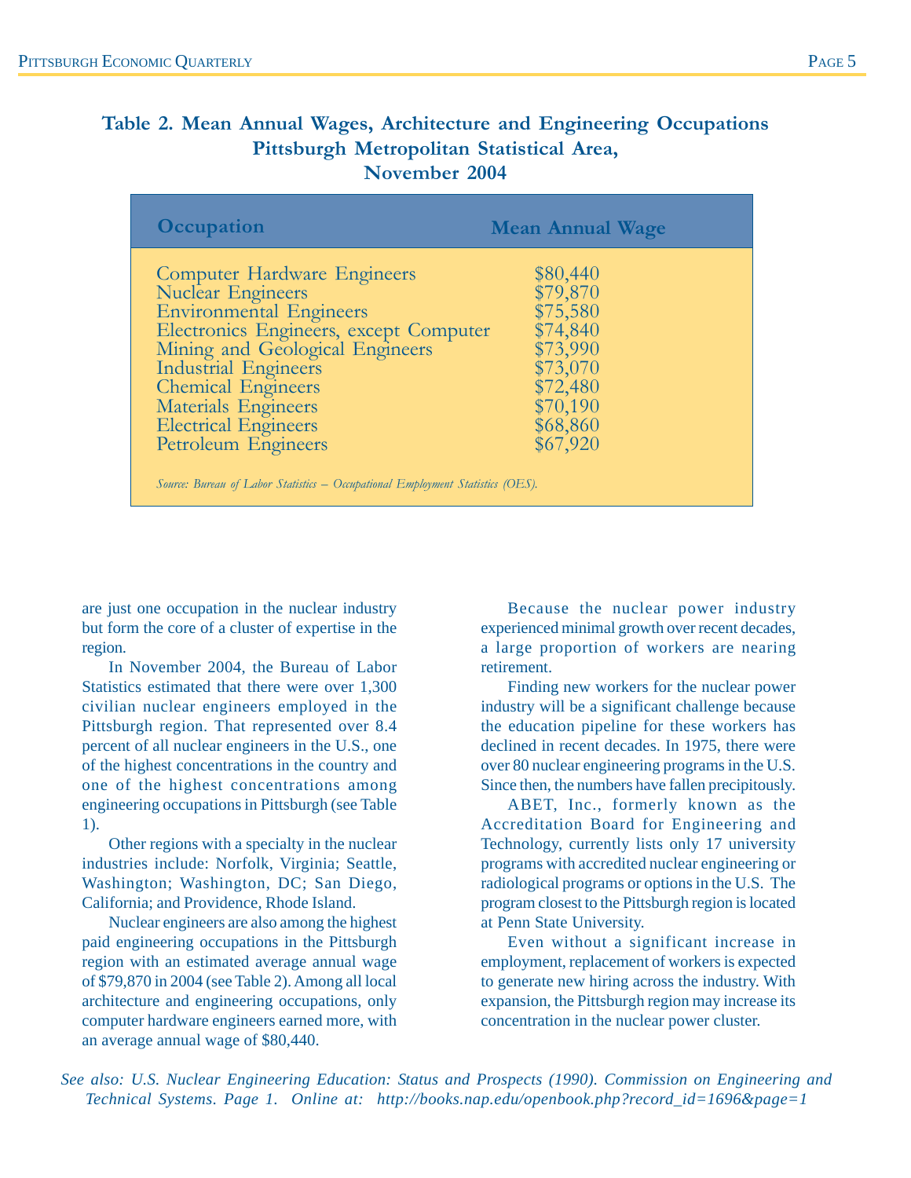**Table 2. Mean Annual Wages, Architecture and Engineering Occupations Pittsburgh Metropolitan Statistical Area, November 2004**

| Occupation | Mean Annual Wage |
|---|---|
| Computer Hardware Engineers | $80,440 |
| Nuclear Engineers | $79,870 |
| Environmental Engineers | $75,580 |
| Electronics Engineers, except Computer | $74,840 |
| Mining and Geological Engineers | $73,990 |
| Industrial Engineers | $73,070 |
| Chemical Engineers | $72,480 |
| Materials Engineers | $70,190 |
| Electrical Engineers | $68,860 |
| Petroleum Engineers | $67,920 |

*Source: Bureau of Labor Statistics – Occupational Employment Statistics (OES).*

are just one occupation in the nuclear industry but form the core of a cluster of expertise in the region.

In November 2004, the Bureau of Labor Statistics estimated that there were over 1,300 civilian nuclear engineers employed in the Pittsburgh region. That represented over 8.4 percent of all nuclear engineers in the U.S., one of the highest concentrations in the country and one of the highest concentrations among engineering occupations in Pittsburgh (see Table 1).

Other regions with a specialty in the nuclear industries include: Norfolk, Virginia; Seattle, Washington; Washington, DC; San Diego, California; and Providence, Rhode Island.

Nuclear engineers are also among the highest paid engineering occupations in the Pittsburgh region with an estimated average annual wage of $79,870 in 2004 (see Table 2). Among all local architecture and engineering occupations, only computer hardware engineers earned more, with an average annual wage of $80,440.

Because the nuclear power industry experienced minimal growth over recent decades, a large proportion of workers are nearing retirement.

Finding new workers for the nuclear power industry will be a significant challenge because the education pipeline for these workers has declined in recent decades. In 1975, there were over 80 nuclear engineering programs in the U.S. Since then, the numbers have fallen precipitously.

ABET, Inc., formerly known as the Accreditation Board for Engineering and Technology, currently lists only 17 university programs with accredited nuclear engineering or radiological programs or options in the U.S. The program closest to the Pittsburgh region is located at Penn State University.

Even without a significant increase in employment, replacement of workers is expected to generate new hiring across the industry. With expansion, the Pittsburgh region may increase its concentration in the nuclear power cluster.

*See also: U.S. Nuclear Engineering Education: Status and Prospects (1990). Commission on Engineering and Technical Systems. Page 1. Online at: http://books.nap.edu/openbook.php?record_id=1696&page=1*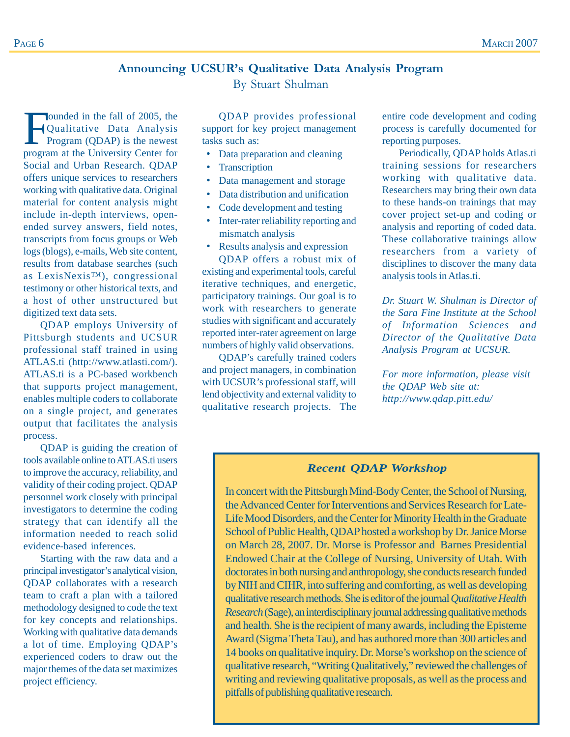## Announcing UCSUR's Qualitative Data Analysis Program

By Stuart Shulman

Founded in the fall of 2005, the Qualitative Data Analysis Program (QDAP) is the newest program at the University Center for Social and Urban Research. QDAP offers unique services to researchers working with qualitative data. Original material for content analysis might include in-depth interviews, open-ended survey answers, field notes, transcripts from focus groups or Web logs (blogs), e-mails, Web site content, results from database searches (such as LexisNexis™), congressional testimony or other historical texts, and a host of other unstructured but digitized text data sets.

QDAP employs University of Pittsburgh students and UCSUR professional staff trained in using ATLAS.ti (http://www.atlasti.com/). ATLAS.ti is a PC-based workbench that supports project management, enables multiple coders to collaborate on a single project, and generates output that facilitates the analysis process.

QDAP is guiding the creation of tools available online to ATLAS.ti users to improve the accuracy, reliability, and validity of their coding project. QDAP personnel work closely with principal investigators to determine the coding strategy that can identify all the information needed to reach solid evidence-based inferences.

Starting with the raw data and a principal investigator's analytical vision, QDAP collaborates with a research team to craft a plan with a tailored methodology designed to code the text for key concepts and relationships. Working with qualitative data demands a lot of time. Employing QDAP's experienced coders to draw out the major themes of the data set maximizes project efficiency.

QDAP provides professional support for key project management tasks such as:

- Data preparation and cleaning
- Transcription
- Data management and storage
- Data distribution and unification
- Code development and testing
- Inter-rater reliability reporting and mismatch analysis
- Results analysis and expression

QDAP offers a robust mix of existing and experimental tools, careful iterative techniques, and energetic, participatory trainings. Our goal is to work with researchers to generate studies with significant and accurately reported inter-rater agreement on large numbers of highly valid observations.

QDAP's carefully trained coders and project managers, in combination with UCSUR's professional staff, will lend objectivity and external validity to qualitative research projects. The entire code development and coding process is carefully documented for reporting purposes.

Periodically, QDAP holds Atlas.ti training sessions for researchers working with qualitative data. Researchers may bring their own data to these hands-on trainings that may cover project set-up and coding or analysis and reporting of coded data. These collaborative trainings allow researchers from a variety of disciplines to discover the many data analysis tools in Atlas.ti.

*Dr. Stuart W. Shulman is Director of the Sara Fine Institute at the School of Information Sciences and Director of the Qualitative Data Analysis Program at UCSUR.*

*For more information, please visit the QDAP Web site at: http://www.qdap.pitt.edu/*

### *Recent QDAP Workshop*

In concert with the Pittsburgh Mind-Body Center, the School of Nursing, the Advanced Center for Interventions and Services Research for Late-Life Mood Disorders, and the Center for Minority Health in the Graduate School of Public Health, QDAP hosted a workshop by Dr. Janice Morse on March 28, 2007. Dr. Morse is Professor and Barnes Presidential Endowed Chair at the College of Nursing, University of Utah. With doctorates in both nursing and anthropology, she conducts research funded by NIH and CIHR, into suffering and comforting, as well as developing qualitative research methods. She is editor of the journal *Qualitative Health Research* (Sage), an interdisciplinary journal addressing qualitative methods and health. She is the recipient of many awards, including the Episteme Award (Sigma Theta Tau), and has authored more than 300 articles and 14 books on qualitative inquiry. Dr. Morse's workshop on the science of qualitative research, "Writing Qualitatively," reviewed the challenges of writing and reviewing qualitative proposals, as well as the process and pitfalls of publishing qualitative research.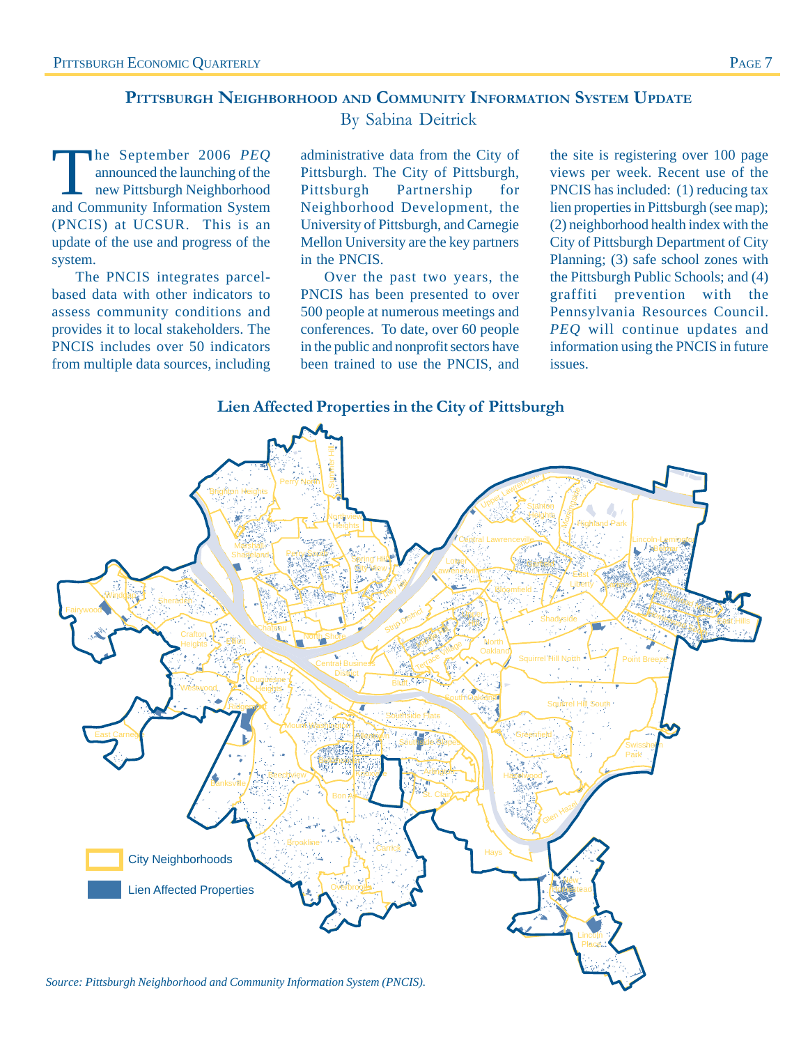## Pittsburgh Neighborhood and Community Information System Update

By Sabina Deitrick

The September 2006 *PEQ* announced the launching of the new Pittsburgh Neighborhood and Community Information System (PNCIS) at UCSUR. This is an update of the use and progress of the system.

The PNCIS integrates parcel-based data with other indicators to assess community conditions and provides it to local stakeholders. The PNCIS includes over 50 indicators from multiple data sources, including administrative data from the City of Pittsburgh. The City of Pittsburgh, Pittsburgh Partnership for Neighborhood Development, the University of Pittsburgh, and Carnegie Mellon University are the key partners in the PNCIS.

Over the past two years, the PNCIS has been presented to over 500 people at numerous meetings and conferences. To date, over 60 people in the public and nonprofit sectors have been trained to use the PNCIS, and the site is registering over 100 page views per week. Recent use of the PNCIS has included: (1) reducing tax lien properties in Pittsburgh (see map); (2) neighborhood health index with the City of Pittsburgh Department of City Planning; (3) safe school zones with the Pittsburgh Public Schools; and (4) graffiti prevention with the Pennsylvania Resources Council. *PEQ* will continue updates and information using the PNCIS in future issues.

### Lien Affected Properties in the City of Pittsburgh

*Source: Pittsburgh Neighborhood and Community Information System (PNCIS).*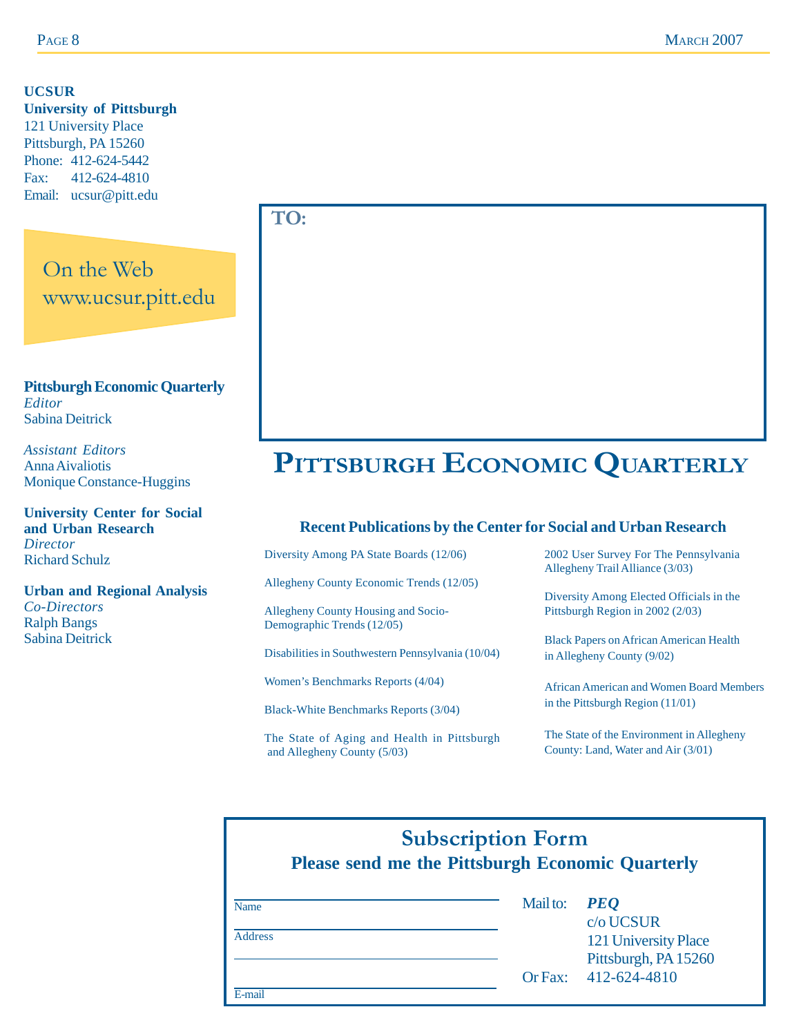**UCSUR**
**University of Pittsburgh**
121 University Place
Pittsburgh, PA 15260
Phone: 412-624-5442
Fax: 412-624-4810
Email: ucsur@pitt.edu

On the Web
www.ucsur.pitt.edu

**Pittsburgh Economic Quarterly**
*Editor*
Sabina Deitrick

*Assistant Editors*
Anna Aivaliotis
Monique Constance-Huggins

**University Center for Social and Urban Research**
*Director*
Richard Schulz

**Urban and Regional Analysis**
*Co-Directors*
Ralph Bangs
Sabina Deitrick

**TO:**

# Pittsburgh Economic Quarterly

### Recent Publications by the Center for Social and Urban Research

Diversity Among PA State Boards (12/06)

Allegheny County Economic Trends (12/05)

Allegheny County Housing and Socio-Demographic Trends (12/05)

Disabilities in Southwestern Pennsylvania (10/04)

Women's Benchmarks Reports (4/04)

Black-White Benchmarks Reports (3/04)

The State of Aging and Health in Pittsburgh and Allegheny County (5/03)

2002 User Survey For The Pennsylvania Allegheny Trail Alliance (3/03)

Diversity Among Elected Officials in the Pittsburgh Region in 2002 (2/03)

Black Papers on African American Health in Allegheny County (9/02)

African American and Women Board Members in the Pittsburgh Region (11/01)

The State of the Environment in Allegheny County: Land, Water and Air (3/01)

## Subscription Form

### Please send me the Pittsburgh Economic Quarterly

Name

Address

E-mail

Mail to: ***PEQ***
c/o UCSUR
121 University Place
Pittsburgh, PA 15260
Or Fax: 412-624-4810